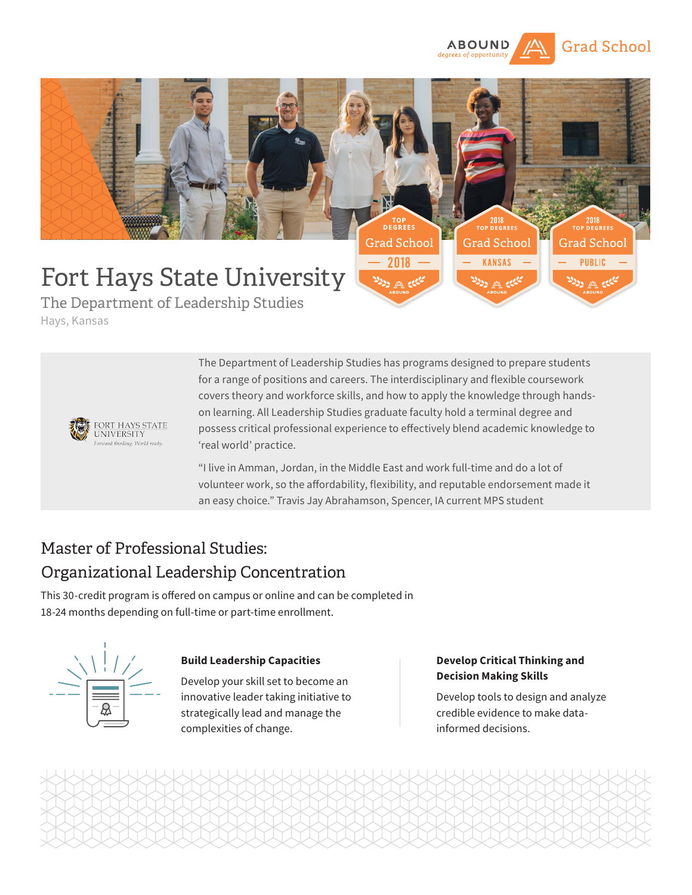ABOUND degrees of opportunity Grad School

TOP DEGREES Grad School 2018

2018 TOP DEGREES Grad School KANSAS

2018 TOP DEGREES Grad School PUBLIC

# Fort Hays State University

## The Department of Leadership Studies

Hays, Kansas

FORT HAYS STATE UNIVERSITY
*Forward thinking. World ready.*

The Department of Leadership Studies has programs designed to prepare students for a range of positions and careers. The interdisciplinary and flexible coursework covers theory and workforce skills, and how to apply the knowledge through hands-on learning. All Leadership Studies graduate faculty hold a terminal degree and possess critical professional experience to effectively blend academic knowledge to 'real world' practice.

"I live in Amman, Jordan, in the Middle East and work full-time and do a lot of volunteer work, so the affordability, flexibility, and reputable endorsement made it an easy choice." Travis Jay Abrahamson, Spencer, IA current MPS student

## Master of Professional Studies: Organizational Leadership Concentration

This 30-credit program is offered on campus or online and can be completed in 18-24 months depending on full-time or part-time enrollment.

**Build Leadership Capacities**

Develop your skill set to become an innovative leader taking initiative to strategically lead and manage the complexities of change.

**Develop Critical Thinking and Decision Making Skills**

Develop tools to design and analyze credible evidence to make data-informed decisions.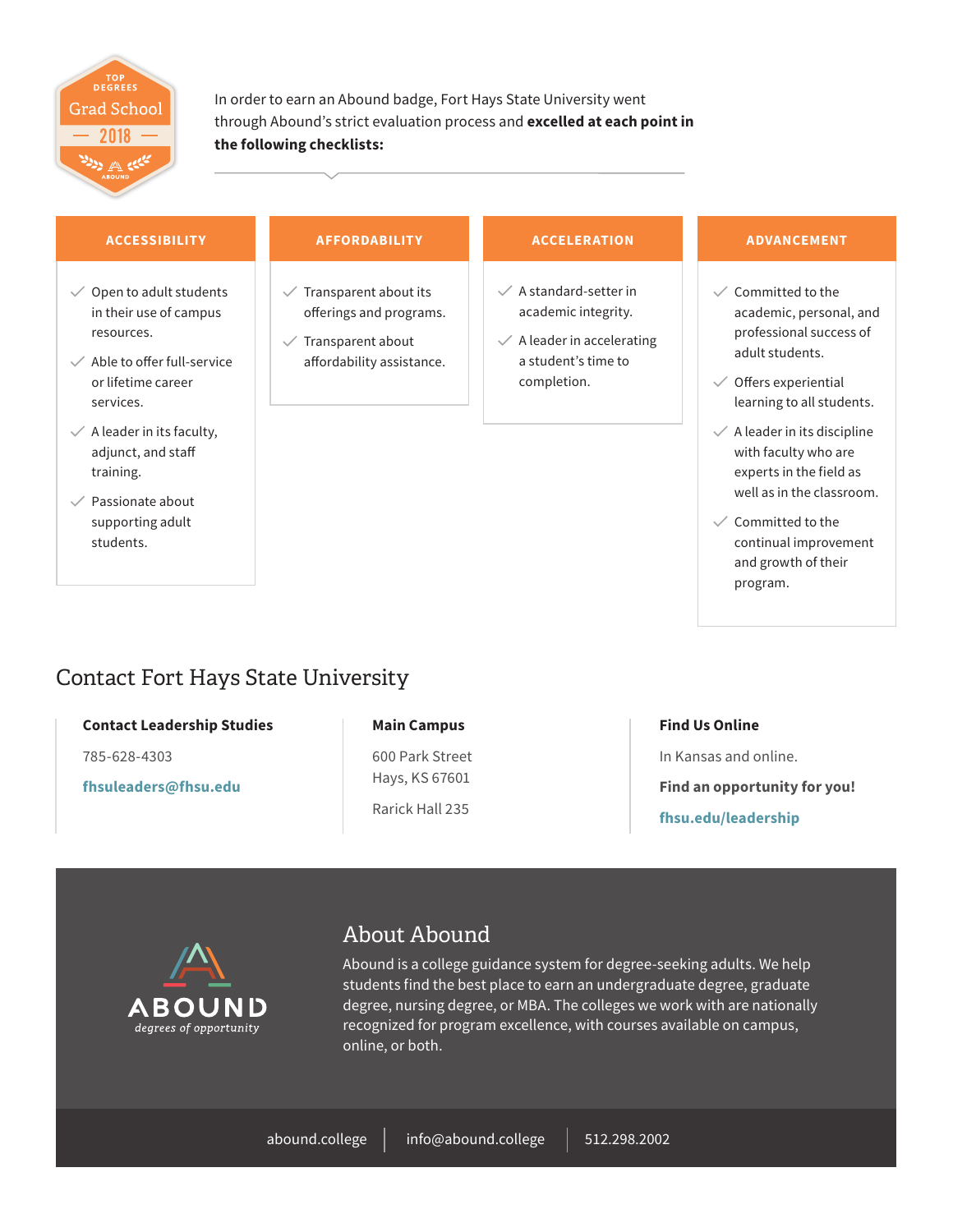TOP DEGREES Grad School 2018 ABOUND

In order to earn an Abound badge, Fort Hays State University went through Abound's strict evaluation process and **excelled at each point in the following checklists:**

### ACCESSIBILITY

- Open to adult students in their use of campus resources.
- Able to offer full-service or lifetime career services.
- A leader in its faculty, adjunct, and staff training.
- Passionate about supporting adult students.

### AFFORDABILITY

- Transparent about its offerings and programs.
- Transparent about affordability assistance.

### ACCELERATION

- A standard-setter in academic integrity.
- A leader in accelerating a student's time to completion.

### ADVANCEMENT

- Committed to the academic, personal, and professional success of adult students.
- Offers experiential learning to all students.
- A leader in its discipline with faculty who are experts in the field as well as in the classroom.
- Committed to the continual improvement and growth of their program.

## Contact Fort Hays State University

**Contact Leadership Studies**

785-628-4303

**fhsuleaders@fhsu.edu**

**Main Campus**

600 Park Street
Hays, KS 67601

Rarick Hall 235

**Find Us Online**

In Kansas and online.

**Find an opportunity for you!**

**fhsu.edu/leadership**

ABOUND
*degrees of opportunity*

## About Abound

Abound is a college guidance system for degree-seeking adults. We help students find the best place to earn an undergraduate degree, graduate degree, nursing degree, or MBA. The colleges we work with are nationally recognized for program excellence, with courses available on campus, online, or both.

abound.college | info@abound.college | 512.298.2002